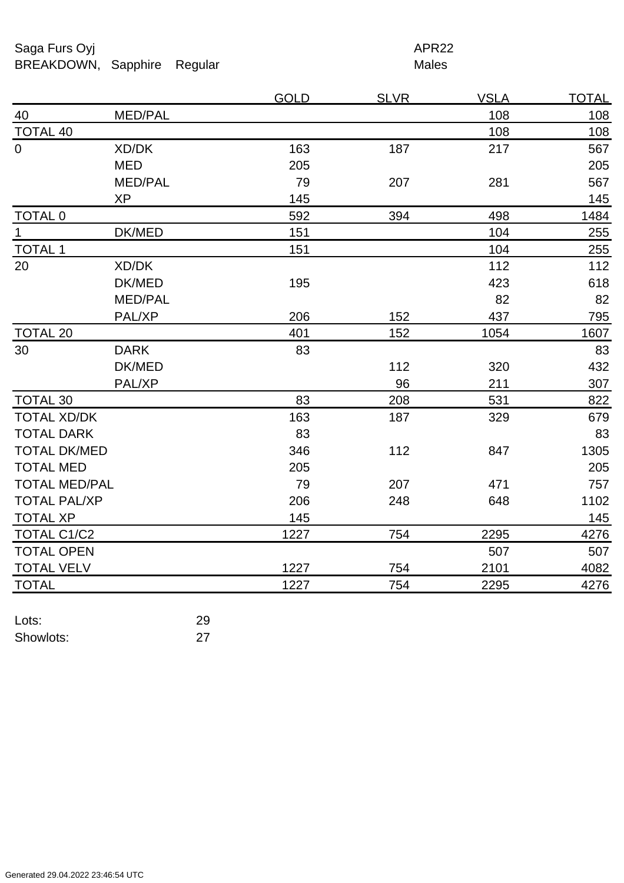Saga Furs Oyj | APR22

BREAKDOWN, Sapphire Regular | Males

| | | GOLD | SLVR | VSLA | TOTAL |
|---|---|---|---|---|---|
| 40 | MED/PAL | | | 108 | 108 |
| TOTAL 40 | | | | 108 | 108 |
| 0 | XD/DK | 163 | 187 | 217 | 567 |
| | MED | 205 | | | 205 |
| | MED/PAL | 79 | 207 | 281 | 567 |
| | XP | 145 | | | 145 |
| TOTAL 0 | | 592 | 394 | 498 | 1484 |
| 1 | DK/MED | 151 | | 104 | 255 |
| TOTAL 1 | | 151 | | 104 | 255 |
| 20 | XD/DK | | | 112 | 112 |
| | DK/MED | 195 | | 423 | 618 |
| | MED/PAL | | | 82 | 82 |
| | PAL/XP | 206 | 152 | 437 | 795 |
| TOTAL 20 | | 401 | 152 | 1054 | 1607 |
| 30 | DARK | 83 | | | 83 |
| | DK/MED | | 112 | 320 | 432 |
| | PAL/XP | | 96 | 211 | 307 |
| TOTAL 30 | | 83 | 208 | 531 | 822 |
| TOTAL XD/DK | | 163 | 187 | 329 | 679 |
| TOTAL DARK | | 83 | | | 83 |
| TOTAL DK/MED | | 346 | 112 | 847 | 1305 |
| TOTAL MED | | 205 | | | 205 |
| TOTAL MED/PAL | | 79 | 207 | 471 | 757 |
| TOTAL PAL/XP | | 206 | 248 | 648 | 1102 |
| TOTAL XP | | 145 | | | 145 |
| TOTAL C1/C2 | | 1227 | 754 | 2295 | 4276 |
| TOTAL OPEN | | | | 507 | 507 |
| TOTAL VELV | | 1227 | 754 | 2101 | 4082 |
| TOTAL | | 1227 | 754 | 2295 | 4276 |

Lots: 29

Showlots: 27

Generated 29.04.2022 23:46:54 UTC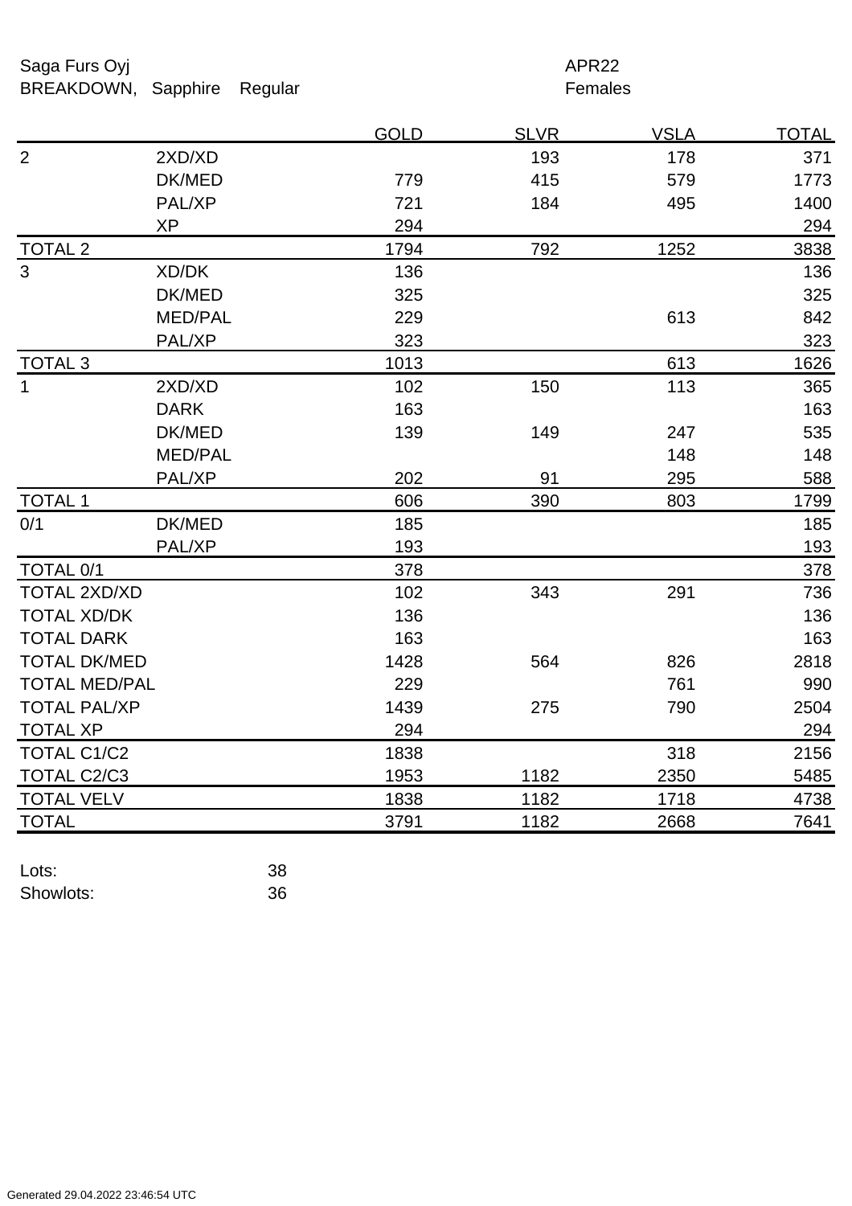Saga Furs Oyj
BREAKDOWN, Sapphire Regular

APR22
Females

| | | GOLD | SLVR | VSLA | TOTAL |
|---|---|---|---|---|---|
| 2 | 2XD/XD | | 193 | 178 | 371 |
| | DK/MED | 779 | 415 | 579 | 1773 |
| | PAL/XP | 721 | 184 | 495 | 1400 |
| | XP | 294 | | | 294 |
| TOTAL 2 | | 1794 | 792 | 1252 | 3838 |
| 3 | XD/DK | 136 | | | 136 |
| | DK/MED | 325 | | | 325 |
| | MED/PAL | 229 | | 613 | 842 |
| | PAL/XP | 323 | | | 323 |
| TOTAL 3 | | 1013 | | 613 | 1626 |
| 1 | 2XD/XD | 102 | 150 | 113 | 365 |
| | DARK | 163 | | | 163 |
| | DK/MED | 139 | 149 | 247 | 535 |
| | MED/PAL | | | 148 | 148 |
| | PAL/XP | 202 | 91 | 295 | 588 |
| TOTAL 1 | | 606 | 390 | 803 | 1799 |
| 0/1 | DK/MED | 185 | | | 185 |
| | PAL/XP | 193 | | | 193 |
| TOTAL 0/1 | | 378 | | | 378 |
| TOTAL 2XD/XD | | 102 | 343 | 291 | 736 |
| TOTAL XD/DK | | 136 | | | 136 |
| TOTAL DARK | | 163 | | | 163 |
| TOTAL DK/MED | | 1428 | 564 | 826 | 2818 |
| TOTAL MED/PAL | | 229 | | 761 | 990 |
| TOTAL PAL/XP | | 1439 | 275 | 790 | 2504 |
| TOTAL XP | | 294 | | | 294 |
| TOTAL C1/C2 | | 1838 | | 318 | 2156 |
| TOTAL C2/C3 | | 1953 | 1182 | 2350 | 5485 |
| TOTAL VELV | | 1838 | 1182 | 1718 | 4738 |
| TOTAL | | 3791 | 1182 | 2668 | 7641 |

Lots: 38
Showlots: 36

Generated 29.04.2022 23:46:54 UTC